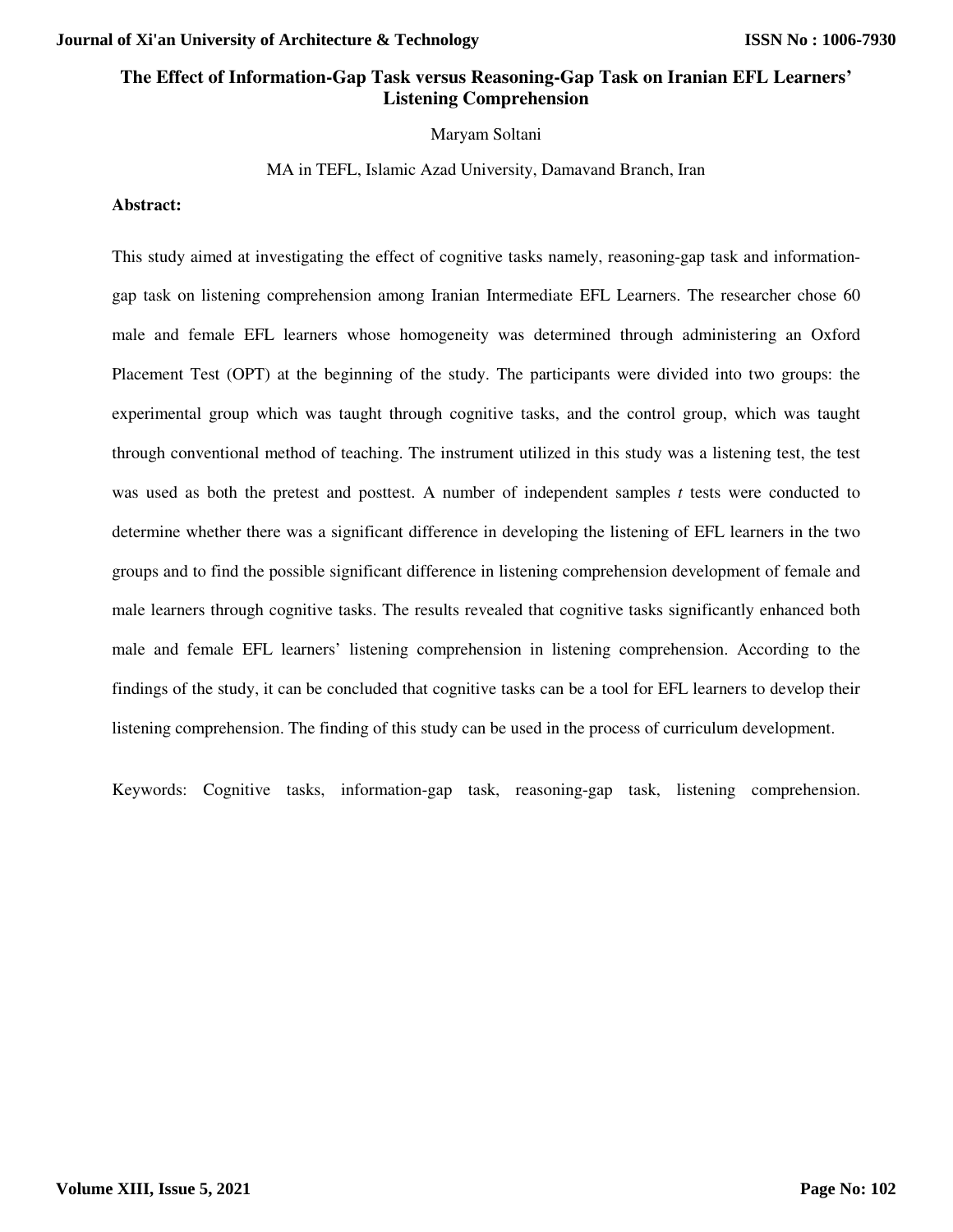# The Effect of Information-Gap Task versus Reasoning-Gap Task on Iranian EFL Learners' Listening Comprehension

Maryam Soltani

MA in TEFL, Islamic Azad University, Damavand Branch, Iran

**Abstract:**

This study aimed at investigating the effect of cognitive tasks namely, reasoning-gap task and information-gap task on listening comprehension among Iranian Intermediate EFL Learners. The researcher chose 60 male and female EFL learners whose homogeneity was determined through administering an Oxford Placement Test (OPT) at the beginning of the study. The participants were divided into two groups: the experimental group which was taught through cognitive tasks, and the control group, which was taught through conventional method of teaching. The instrument utilized in this study was a listening test, the test was used as both the pretest and posttest. A number of independent samples *t* tests were conducted to determine whether there was a significant difference in developing the listening of EFL learners in the two groups and to find the possible significant difference in listening comprehension development of female and male learners through cognitive tasks. The results revealed that cognitive tasks significantly enhanced both male and female EFL learners' listening comprehension in listening comprehension. According to the findings of the study, it can be concluded that cognitive tasks can be a tool for EFL learners to develop their listening comprehension. The finding of this study can be used in the process of curriculum development.

Keywords: Cognitive tasks, information-gap task, reasoning-gap task, listening comprehension.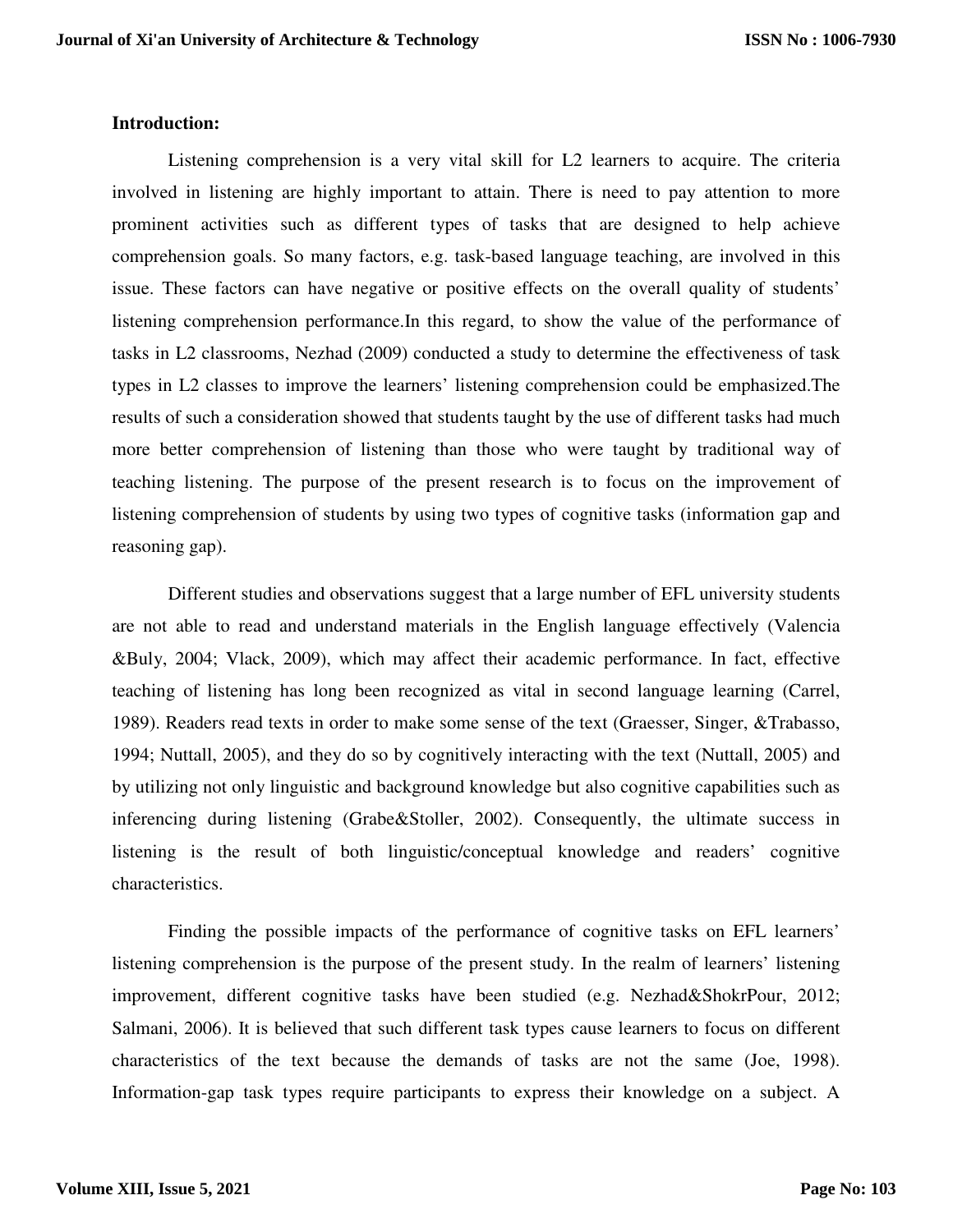**Introduction:**

Listening comprehension is a very vital skill for L2 learners to acquire. The criteria involved in listening are highly important to attain. There is need to pay attention to more prominent activities such as different types of tasks that are designed to help achieve comprehension goals. So many factors, e.g. task-based language teaching, are involved in this issue. These factors can have negative or positive effects on the overall quality of students' listening comprehension performance.In this regard, to show the value of the performance of tasks in L2 classrooms, Nezhad (2009) conducted a study to determine the effectiveness of task types in L2 classes to improve the learners' listening comprehension could be emphasized.The results of such a consideration showed that students taught by the use of different tasks had much more better comprehension of listening than those who were taught by traditional way of teaching listening. The purpose of the present research is to focus on the improvement of listening comprehension of students by using two types of cognitive tasks (information gap and reasoning gap).

Different studies and observations suggest that a large number of EFL university students are not able to read and understand materials in the English language effectively (Valencia &Buly, 2004; Vlack, 2009), which may affect their academic performance. In fact, effective teaching of listening has long been recognized as vital in second language learning (Carrel, 1989). Readers read texts in order to make some sense of the text (Graesser, Singer, &Trabasso, 1994; Nuttall, 2005), and they do so by cognitively interacting with the text (Nuttall, 2005) and by utilizing not only linguistic and background knowledge but also cognitive capabilities such as inferencing during listening (Grabe&Stoller, 2002). Consequently, the ultimate success in listening is the result of both linguistic/conceptual knowledge and readers' cognitive characteristics.

Finding the possible impacts of the performance of cognitive tasks on EFL learners' listening comprehension is the purpose of the present study. In the realm of learners' listening improvement, different cognitive tasks have been studied (e.g. Nezhad&ShokrPour, 2012; Salmani, 2006). It is believed that such different task types cause learners to focus on different characteristics of the text because the demands of tasks are not the same (Joe, 1998). Information-gap task types require participants to express their knowledge on a subject. A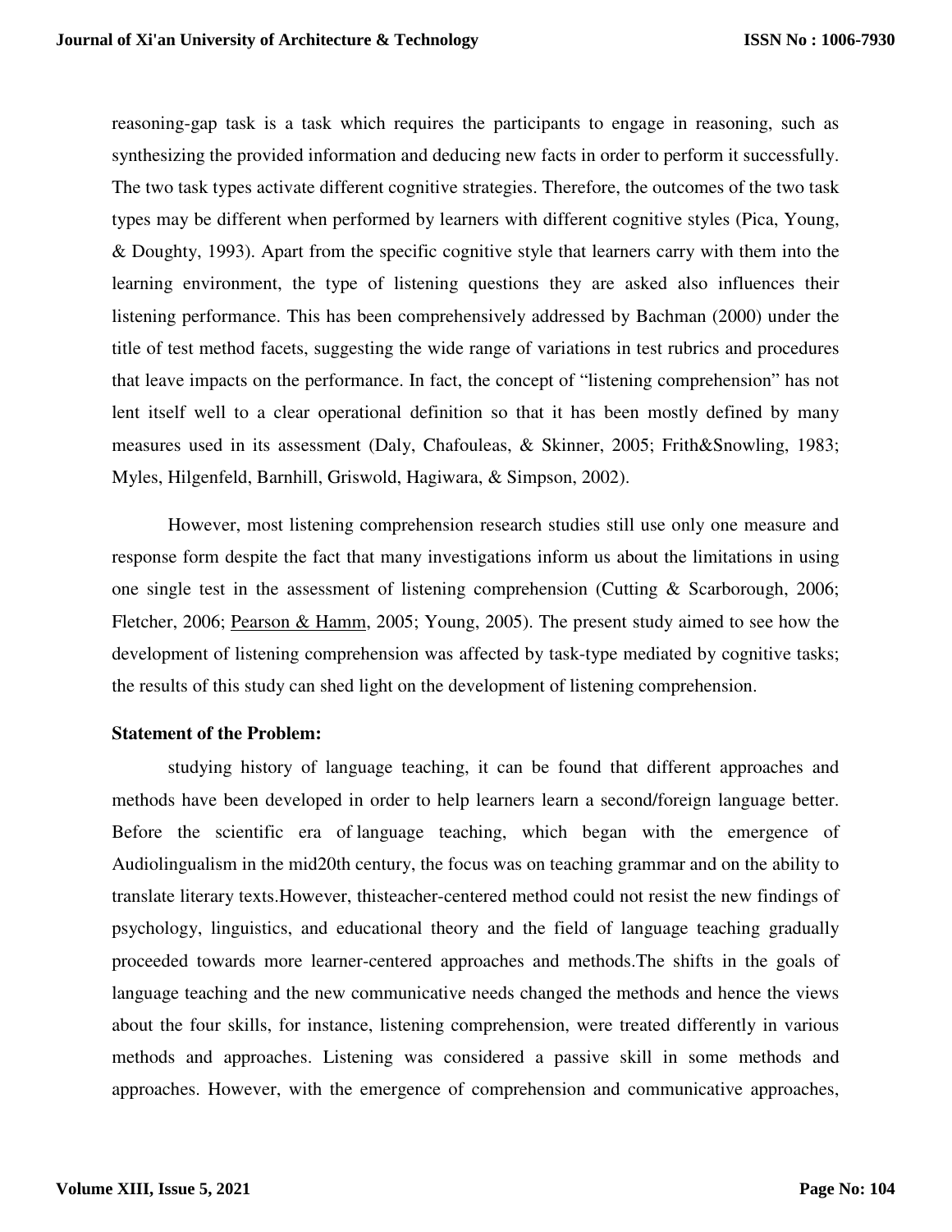reasoning-gap task is a task which requires the participants to engage in reasoning, such as synthesizing the provided information and deducing new facts in order to perform it successfully. The two task types activate different cognitive strategies. Therefore, the outcomes of the two task types may be different when performed by learners with different cognitive styles (Pica, Young, & Doughty, 1993). Apart from the specific cognitive style that learners carry with them into the learning environment, the type of listening questions they are asked also influences their listening performance. This has been comprehensively addressed by Bachman (2000) under the title of test method facets, suggesting the wide range of variations in test rubrics and procedures that leave impacts on the performance. In fact, the concept of "listening comprehension" has not lent itself well to a clear operational definition so that it has been mostly defined by many measures used in its assessment (Daly, Chafouleas, & Skinner, 2005; Frith&Snowling, 1983; Myles, Hilgenfeld, Barnhill, Griswold, Hagiwara, & Simpson, 2002).

However, most listening comprehension research studies still use only one measure and response form despite the fact that many investigations inform us about the limitations in using one single test in the assessment of listening comprehension (Cutting & Scarborough, 2006; Fletcher, 2006; Pearson & Hamm, 2005; Young, 2005). The present study aimed to see how the development of listening comprehension was affected by task-type mediated by cognitive tasks; the results of this study can shed light on the development of listening comprehension.

**Statement of the Problem:**

studying history of language teaching, it can be found that different approaches and methods have been developed in order to help learners learn a second/foreign language better. Before the scientific era of language teaching, which began with the emergence of Audiolingualism in the mid20th century, the focus was on teaching grammar and on the ability to translate literary texts.However, thisteacher-centered method could not resist the new findings of psychology, linguistics, and educational theory and the field of language teaching gradually proceeded towards more learner-centered approaches and methods.The shifts in the goals of language teaching and the new communicative needs changed the methods and hence the views about the four skills, for instance, listening comprehension, were treated differently in various methods and approaches. Listening was considered a passive skill in some methods and approaches. However, with the emergence of comprehension and communicative approaches,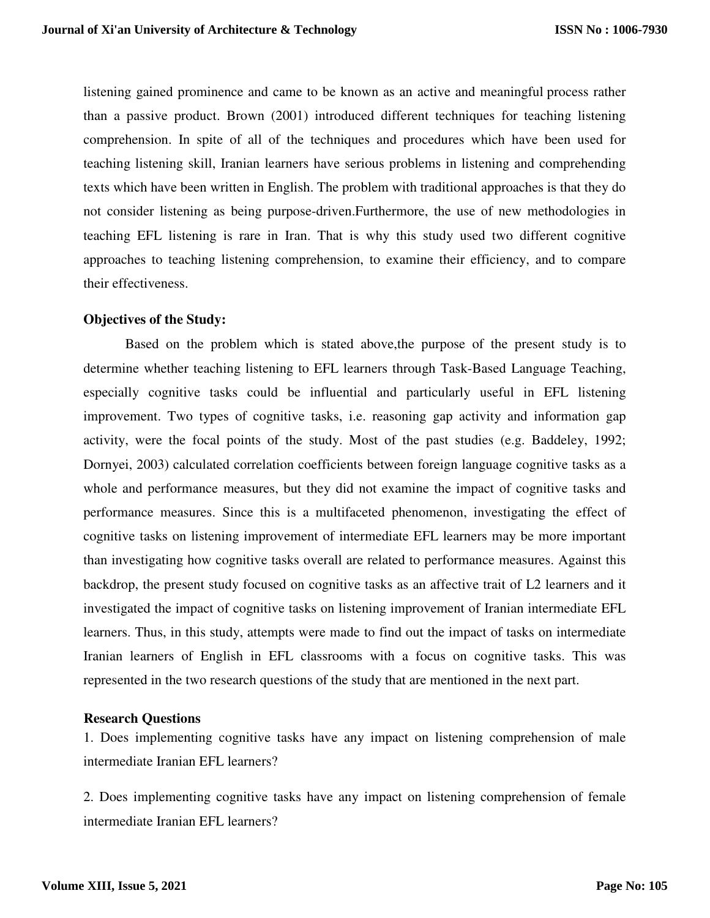listening gained prominence and came to be known as an active and meaningful process rather than a passive product. Brown (2001) introduced different techniques for teaching listening comprehension. In spite of all of the techniques and procedures which have been used for teaching listening skill, Iranian learners have serious problems in listening and comprehending texts which have been written in English. The problem with traditional approaches is that they do not consider listening as being purpose-driven.Furthermore, the use of new methodologies in teaching EFL listening is rare in Iran. That is why this study used two different cognitive approaches to teaching listening comprehension, to examine their efficiency, and to compare their effectiveness.

**Objectives of the Study:**

Based on the problem which is stated above,the purpose of the present study is to determine whether teaching listening to EFL learners through Task-Based Language Teaching, especially cognitive tasks could be influential and particularly useful in EFL listening improvement. Two types of cognitive tasks, i.e. reasoning gap activity and information gap activity, were the focal points of the study. Most of the past studies (e.g. Baddeley, 1992; Dornyei, 2003) calculated correlation coefficients between foreign language cognitive tasks as a whole and performance measures, but they did not examine the impact of cognitive tasks and performance measures. Since this is a multifaceted phenomenon, investigating the effect of cognitive tasks on listening improvement of intermediate EFL learners may be more important than investigating how cognitive tasks overall are related to performance measures. Against this backdrop, the present study focused on cognitive tasks as an affective trait of L2 learners and it investigated the impact of cognitive tasks on listening improvement of Iranian intermediate EFL learners. Thus, in this study, attempts were made to find out the impact of tasks on intermediate Iranian learners of English in EFL classrooms with a focus on cognitive tasks. This was represented in the two research questions of the study that are mentioned in the next part.

**Research Questions**

1. Does implementing cognitive tasks have any impact on listening comprehension of male intermediate Iranian EFL learners?

2. Does implementing cognitive tasks have any impact on listening comprehension of female intermediate Iranian EFL learners?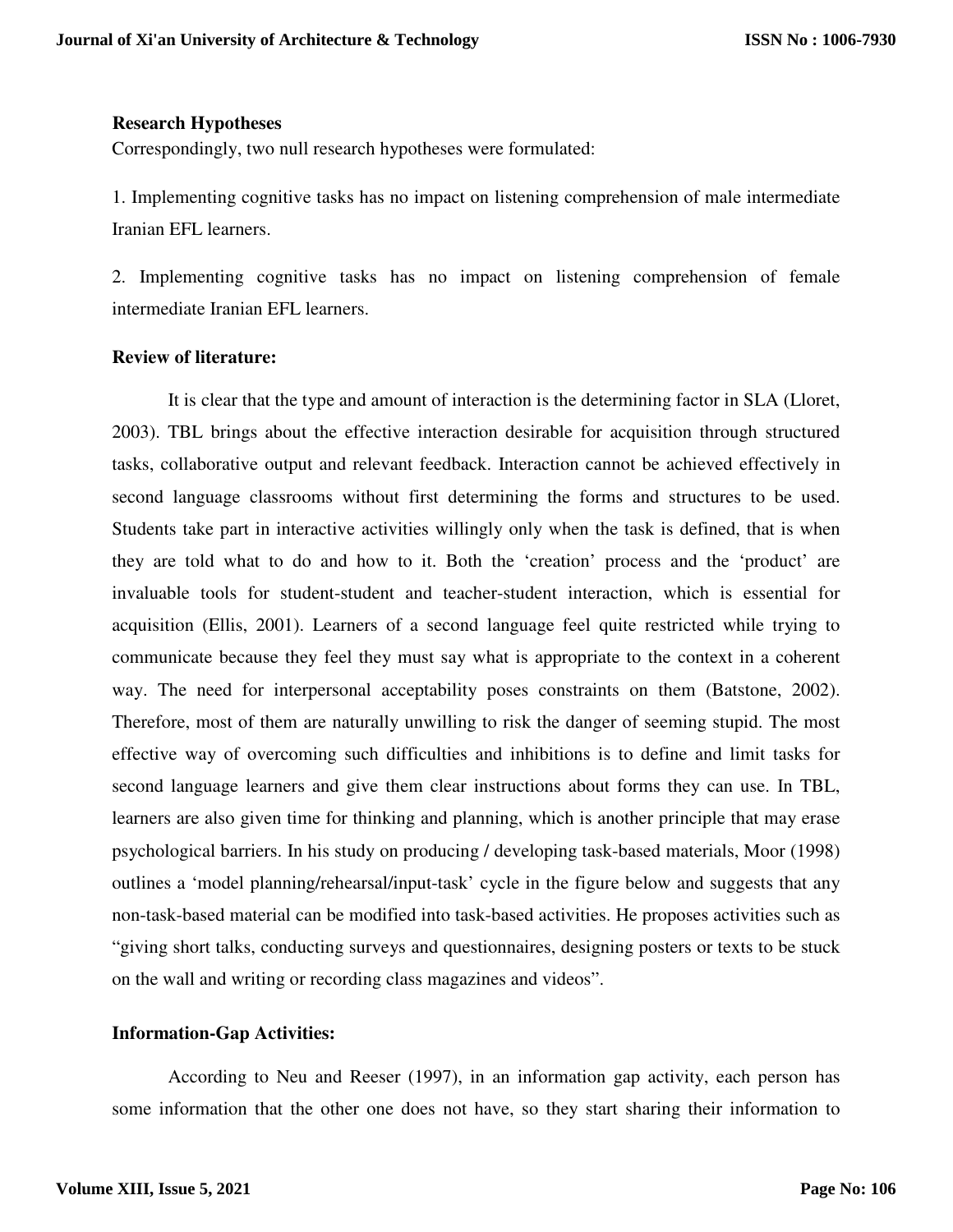**Research Hypotheses**

Correspondingly, two null research hypotheses were formulated:

1. Implementing cognitive tasks has no impact on listening comprehension of male intermediate Iranian EFL learners.

2. Implementing cognitive tasks has no impact on listening comprehension of female intermediate Iranian EFL learners.

**Review of literature:**

It is clear that the type and amount of interaction is the determining factor in SLA (Lloret, 2003). TBL brings about the effective interaction desirable for acquisition through structured tasks, collaborative output and relevant feedback. Interaction cannot be achieved effectively in second language classrooms without first determining the forms and structures to be used. Students take part in interactive activities willingly only when the task is defined, that is when they are told what to do and how to it. Both the 'creation' process and the 'product' are invaluable tools for student-student and teacher-student interaction, which is essential for acquisition (Ellis, 2001). Learners of a second language feel quite restricted while trying to communicate because they feel they must say what is appropriate to the context in a coherent way. The need for interpersonal acceptability poses constraints on them (Batstone, 2002). Therefore, most of them are naturally unwilling to risk the danger of seeming stupid. The most effective way of overcoming such difficulties and inhibitions is to define and limit tasks for second language learners and give them clear instructions about forms they can use. In TBL, learners are also given time for thinking and planning, which is another principle that may erase psychological barriers. In his study on producing / developing task-based materials, Moor (1998) outlines a 'model planning/rehearsal/input-task' cycle in the figure below and suggests that any non-task-based material can be modified into task-based activities. He proposes activities such as "giving short talks, conducting surveys and questionnaires, designing posters or texts to be stuck on the wall and writing or recording class magazines and videos".

**Information-Gap Activities:**

According to Neu and Reeser (1997), in an information gap activity, each person has some information that the other one does not have, so they start sharing their information to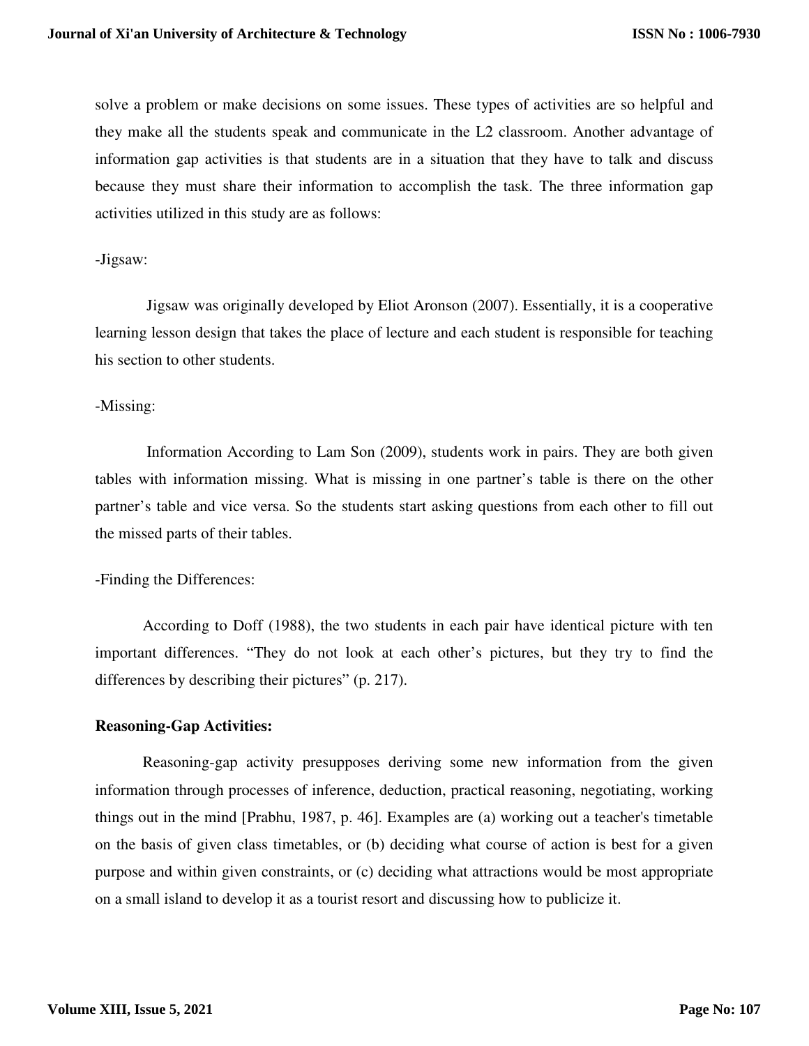solve a problem or make decisions on some issues. These types of activities are so helpful and they make all the students speak and communicate in the L2 classroom. Another advantage of information gap activities is that students are in a situation that they have to talk and discuss because they must share their information to accomplish the task. The three information gap activities utilized in this study are as follows:

-Jigsaw:

Jigsaw was originally developed by Eliot Aronson (2007). Essentially, it is a cooperative learning lesson design that takes the place of lecture and each student is responsible for teaching his section to other students.

-Missing:

Information According to Lam Son (2009), students work in pairs. They are both given tables with information missing. What is missing in one partner's table is there on the other partner's table and vice versa. So the students start asking questions from each other to fill out the missed parts of their tables.

-Finding the Differences:

According to Doff (1988), the two students in each pair have identical picture with ten important differences. "They do not look at each other's pictures, but they try to find the differences by describing their pictures" (p. 217).

**Reasoning-Gap Activities:**

Reasoning-gap activity presupposes deriving some new information from the given information through processes of inference, deduction, practical reasoning, negotiating, working things out in the mind [Prabhu, 1987, p. 46]. Examples are (a) working out a teacher's timetable on the basis of given class timetables, or (b) deciding what course of action is best for a given purpose and within given constraints, or (c) deciding what attractions would be most appropriate on a small island to develop it as a tourist resort and discussing how to publicize it.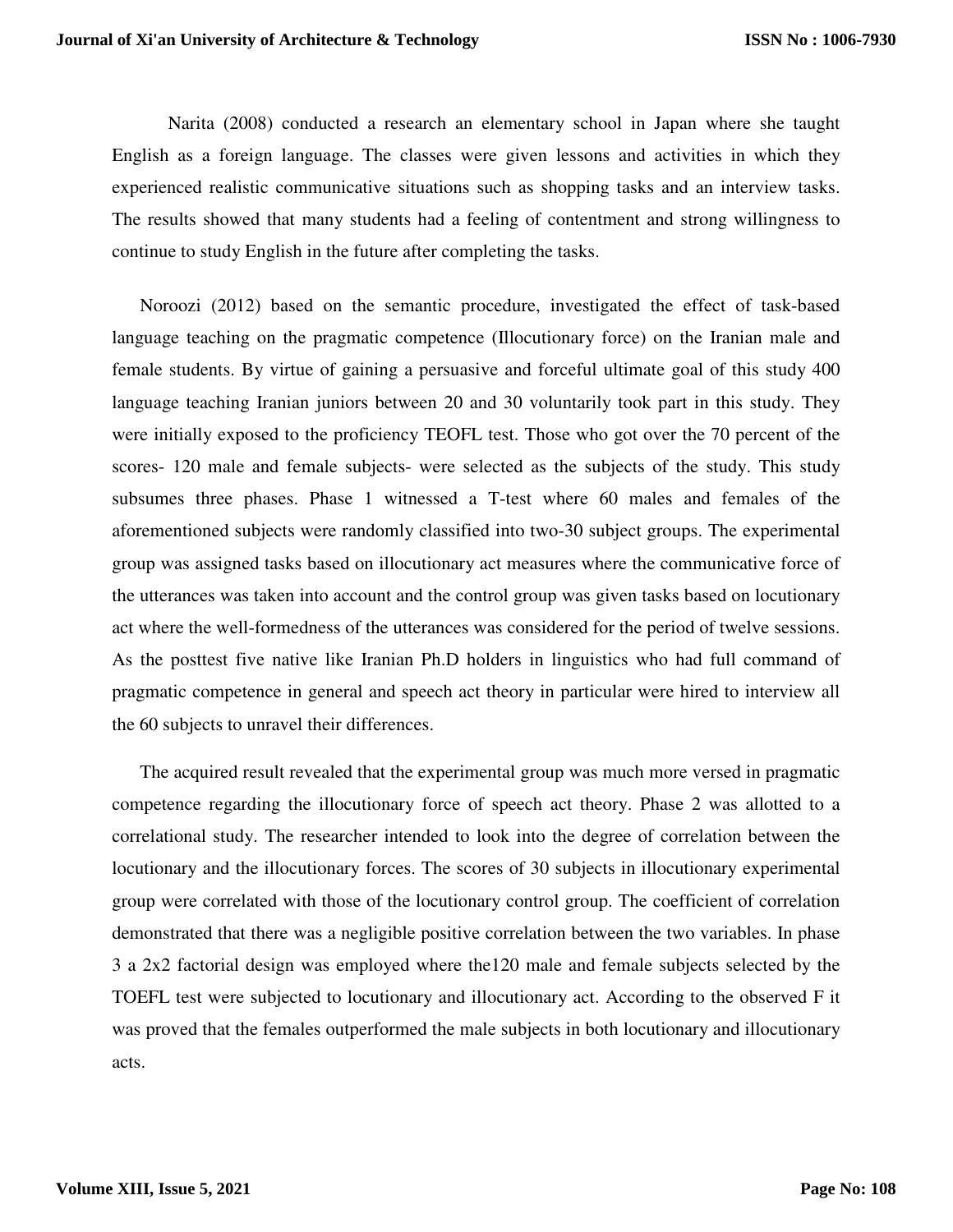Narita (2008) conducted a research an elementary school in Japan where she taught English as a foreign language. The classes were given lessons and activities in which they experienced realistic communicative situations such as shopping tasks and an interview tasks. The results showed that many students had a feeling of contentment and strong willingness to continue to study English in the future after completing the tasks.

Noroozi (2012) based on the semantic procedure, investigated the effect of task-based language teaching on the pragmatic competence (Illocutionary force) on the Iranian male and female students. By virtue of gaining a persuasive and forceful ultimate goal of this study 400 language teaching Iranian juniors between 20 and 30 voluntarily took part in this study. They were initially exposed to the proficiency TEOFL test. Those who got over the 70 percent of the scores- 120 male and female subjects- were selected as the subjects of the study. This study subsumes three phases. Phase 1 witnessed a T-test where 60 males and females of the aforementioned subjects were randomly classified into two-30 subject groups. The experimental group was assigned tasks based on illocutionary act measures where the communicative force of the utterances was taken into account and the control group was given tasks based on locutionary act where the well-formedness of the utterances was considered for the period of twelve sessions. As the posttest five native like Iranian Ph.D holders in linguistics who had full command of pragmatic competence in general and speech act theory in particular were hired to interview all the 60 subjects to unravel their differences.

The acquired result revealed that the experimental group was much more versed in pragmatic competence regarding the illocutionary force of speech act theory. Phase 2 was allotted to a correlational study. The researcher intended to look into the degree of correlation between the locutionary and the illocutionary forces. The scores of 30 subjects in illocutionary experimental group were correlated with those of the locutionary control group. The coefficient of correlation demonstrated that there was a negligible positive correlation between the two variables. In phase 3 a 2x2 factorial design was employed where the120 male and female subjects selected by the TOEFL test were subjected to locutionary and illocutionary act. According to the observed F it was proved that the females outperformed the male subjects in both locutionary and illocutionary acts.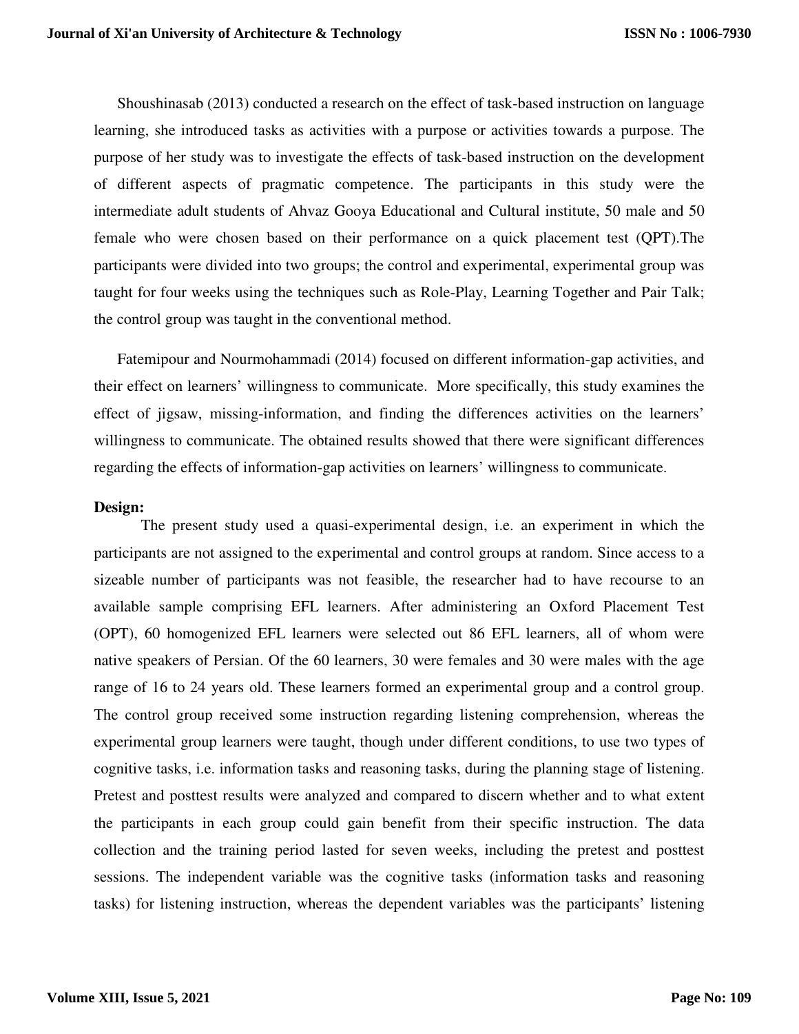Shoushinasab (2013) conducted a research on the effect of task-based instruction on language learning, she introduced tasks as activities with a purpose or activities towards a purpose. The purpose of her study was to investigate the effects of task-based instruction on the development of different aspects of pragmatic competence. The participants in this study were the intermediate adult students of Ahvaz Gooya Educational and Cultural institute, 50 male and 50 female who were chosen based on their performance on a quick placement test (QPT).The participants were divided into two groups; the control and experimental, experimental group was taught for four weeks using the techniques such as Role-Play, Learning Together and Pair Talk; the control group was taught in the conventional method.

Fatemipour and Nourmohammadi (2014) focused on different information-gap activities, and their effect on learners' willingness to communicate. More specifically, this study examines the effect of jigsaw, missing-information, and finding the differences activities on the learners' willingness to communicate. The obtained results showed that there were significant differences regarding the effects of information-gap activities on learners' willingness to communicate.

**Design:**

The present study used a quasi-experimental design, i.e. an experiment in which the participants are not assigned to the experimental and control groups at random. Since access to a sizeable number of participants was not feasible, the researcher had to have recourse to an available sample comprising EFL learners. After administering an Oxford Placement Test (OPT), 60 homogenized EFL learners were selected out 86 EFL learners, all of whom were native speakers of Persian. Of the 60 learners, 30 were females and 30 were males with the age range of 16 to 24 years old. These learners formed an experimental group and a control group. The control group received some instruction regarding listening comprehension, whereas the experimental group learners were taught, though under different conditions, to use two types of cognitive tasks, i.e. information tasks and reasoning tasks, during the planning stage of listening. Pretest and posttest results were analyzed and compared to discern whether and to what extent the participants in each group could gain benefit from their specific instruction. The data collection and the training period lasted for seven weeks, including the pretest and posttest sessions. The independent variable was the cognitive tasks (information tasks and reasoning tasks) for listening instruction, whereas the dependent variables was the participants' listening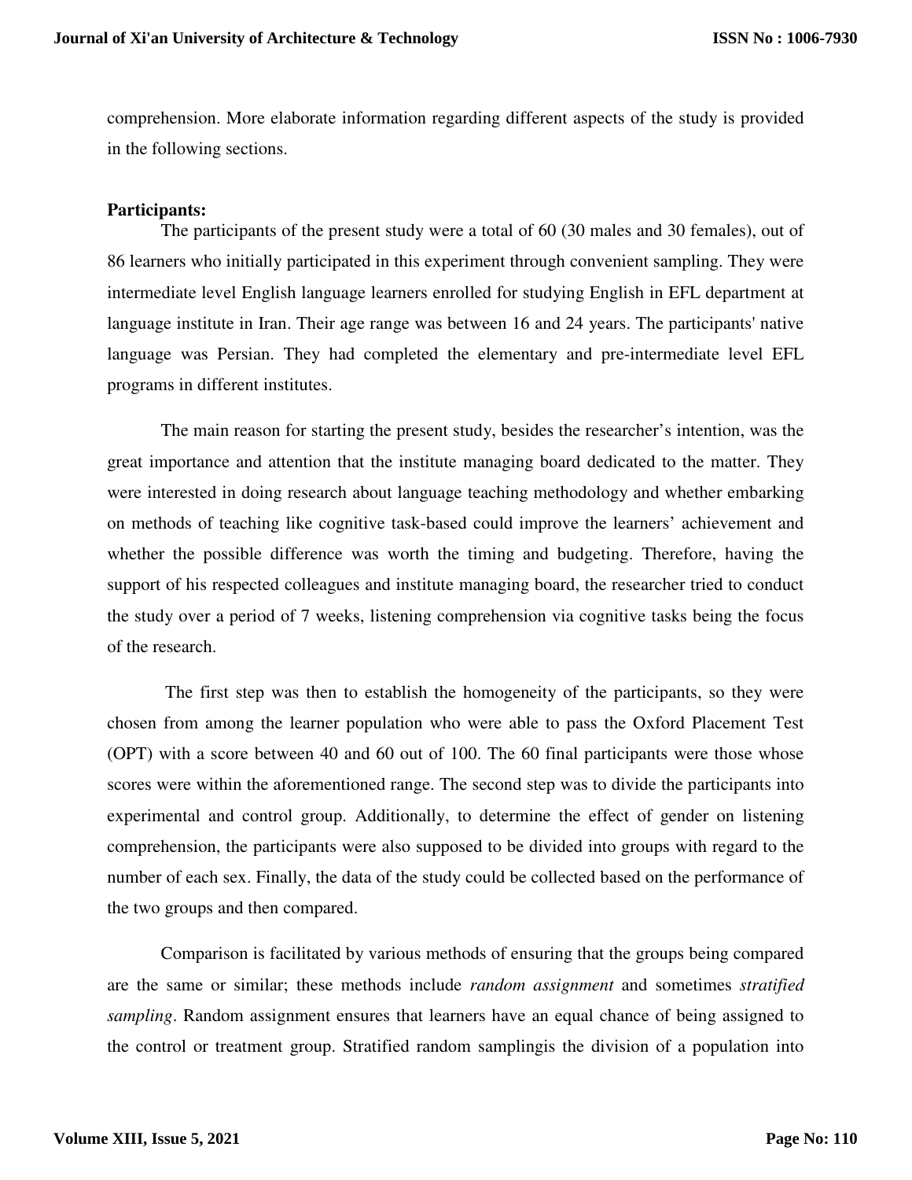comprehension. More elaborate information regarding different aspects of the study is provided in the following sections.

**Participants:**

The participants of the present study were a total of 60 (30 males and 30 females), out of 86 learners who initially participated in this experiment through convenient sampling. They were intermediate level English language learners enrolled for studying English in EFL department at language institute in Iran. Their age range was between 16 and 24 years. The participants' native language was Persian. They had completed the elementary and pre-intermediate level EFL programs in different institutes.

The main reason for starting the present study, besides the researcher's intention, was the great importance and attention that the institute managing board dedicated to the matter. They were interested in doing research about language teaching methodology and whether embarking on methods of teaching like cognitive task-based could improve the learners' achievement and whether the possible difference was worth the timing and budgeting. Therefore, having the support of his respected colleagues and institute managing board, the researcher tried to conduct the study over a period of 7 weeks, listening comprehension via cognitive tasks being the focus of the research.

The first step was then to establish the homogeneity of the participants, so they were chosen from among the learner population who were able to pass the Oxford Placement Test (OPT) with a score between 40 and 60 out of 100. The 60 final participants were those whose scores were within the aforementioned range. The second step was to divide the participants into experimental and control group. Additionally, to determine the effect of gender on listening comprehension, the participants were also supposed to be divided into groups with regard to the number of each sex. Finally, the data of the study could be collected based on the performance of the two groups and then compared.

Comparison is facilitated by various methods of ensuring that the groups being compared are the same or similar; these methods include *random assignment* and sometimes *stratified sampling*. Random assignment ensures that learners have an equal chance of being assigned to the control or treatment group. Stratified random samplingis the division of a population into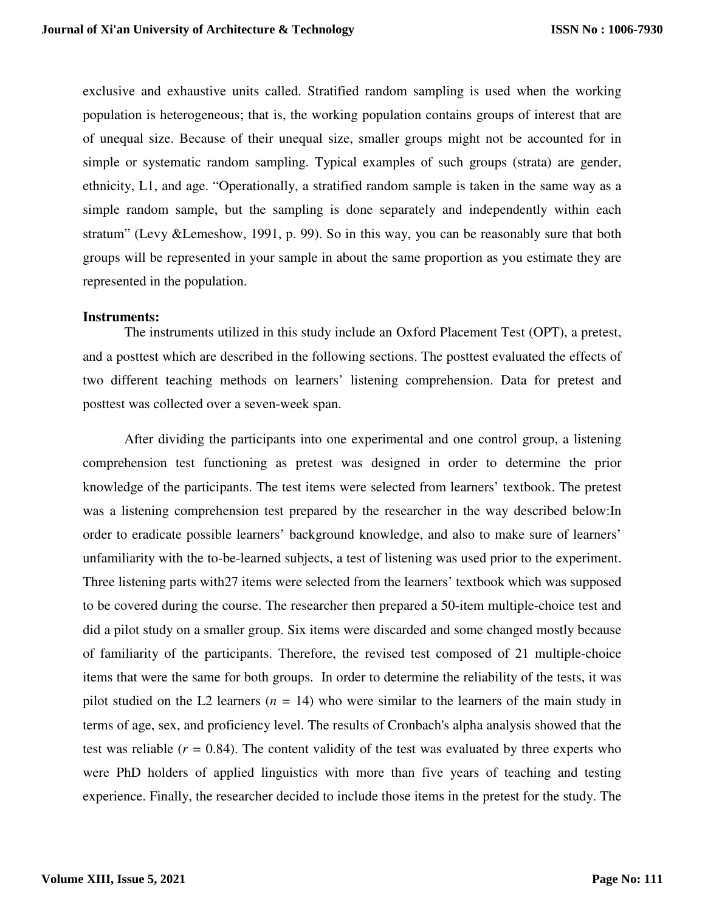exclusive and exhaustive units called. Stratified random sampling is used when the working population is heterogeneous; that is, the working population contains groups of interest that are of unequal size. Because of their unequal size, smaller groups might not be accounted for in simple or systematic random sampling. Typical examples of such groups (strata) are gender, ethnicity, L1, and age. "Operationally, a stratified random sample is taken in the same way as a simple random sample, but the sampling is done separately and independently within each stratum" (Levy &Lemeshow, 1991, p. 99). So in this way, you can be reasonably sure that both groups will be represented in your sample in about the same proportion as you estimate they are represented in the population.

**Instruments:**

The instruments utilized in this study include an Oxford Placement Test (OPT), a pretest, and a posttest which are described in the following sections. The posttest evaluated the effects of two different teaching methods on learners' listening comprehension. Data for pretest and posttest was collected over a seven-week span.

After dividing the participants into one experimental and one control group, a listening comprehension test functioning as pretest was designed in order to determine the prior knowledge of the participants. The test items were selected from learners' textbook. The pretest was a listening comprehension test prepared by the researcher in the way described below:In order to eradicate possible learners' background knowledge, and also to make sure of learners' unfamiliarity with the to-be-learned subjects, a test of listening was used prior to the experiment. Three listening parts with27 items were selected from the learners' textbook which was supposed to be covered during the course. The researcher then prepared a 50-item multiple-choice test and did a pilot study on a smaller group. Six items were discarded and some changed mostly because of familiarity of the participants. Therefore, the revised test composed of 21 multiple-choice items that were the same for both groups. In order to determine the reliability of the tests, it was pilot studied on the L2 learners ($n$ = 14) who were similar to the learners of the main study in terms of age, sex, and proficiency level. The results of Cronbach's alpha analysis showed that the test was reliable ($r$ = 0.84). The content validity of the test was evaluated by three experts who were PhD holders of applied linguistics with more than five years of teaching and testing experience. Finally, the researcher decided to include those items in the pretest for the study. The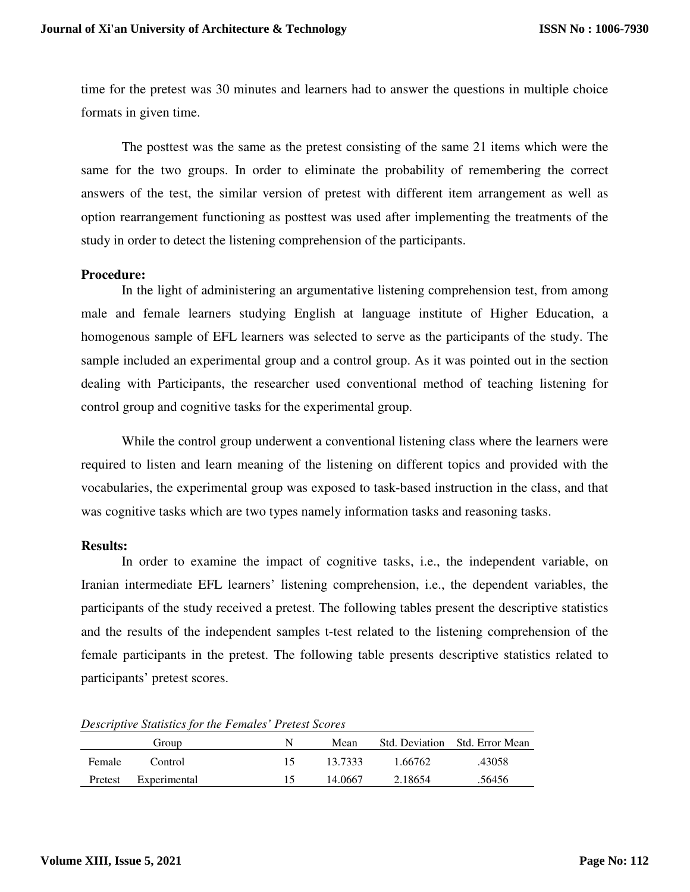time for the pretest was 30 minutes and learners had to answer the questions in multiple choice formats in given time.

The posttest was the same as the pretest consisting of the same 21 items which were the same for the two groups. In order to eliminate the probability of remembering the correct answers of the test, the similar version of pretest with different item arrangement as well as option rearrangement functioning as posttest was used after implementing the treatments of the study in order to detect the listening comprehension of the participants.

**Procedure:**

In the light of administering an argumentative listening comprehension test, from among male and female learners studying English at language institute of Higher Education, a homogenous sample of EFL learners was selected to serve as the participants of the study. The sample included an experimental group and a control group. As it was pointed out in the section dealing with Participants, the researcher used conventional method of teaching listening for control group and cognitive tasks for the experimental group.

While the control group underwent a conventional listening class where the learners were required to listen and learn meaning of the listening on different topics and provided with the vocabularies, the experimental group was exposed to task-based instruction in the class, and that was cognitive tasks which are two types namely information tasks and reasoning tasks.

**Results:**

In order to examine the impact of cognitive tasks, i.e., the independent variable, on Iranian intermediate EFL learners' listening comprehension, i.e., the dependent variables, the participants of the study received a pretest. The following tables present the descriptive statistics and the results of the independent samples t-test related to the listening comprehension of the female participants in the pretest. The following table presents descriptive statistics related to participants' pretest scores.

*Descriptive Statistics for the Females' Pretest Scores*

| | Group | N | Mean | Std. Deviation | Std. Error Mean |
|---|---|---|---|---|---|
| Female | Control | 15 | 13.7333 | 1.66762 | .43058 |
| Pretest | Experimental | 15 | 14.0667 | 2.18654 | .56456 |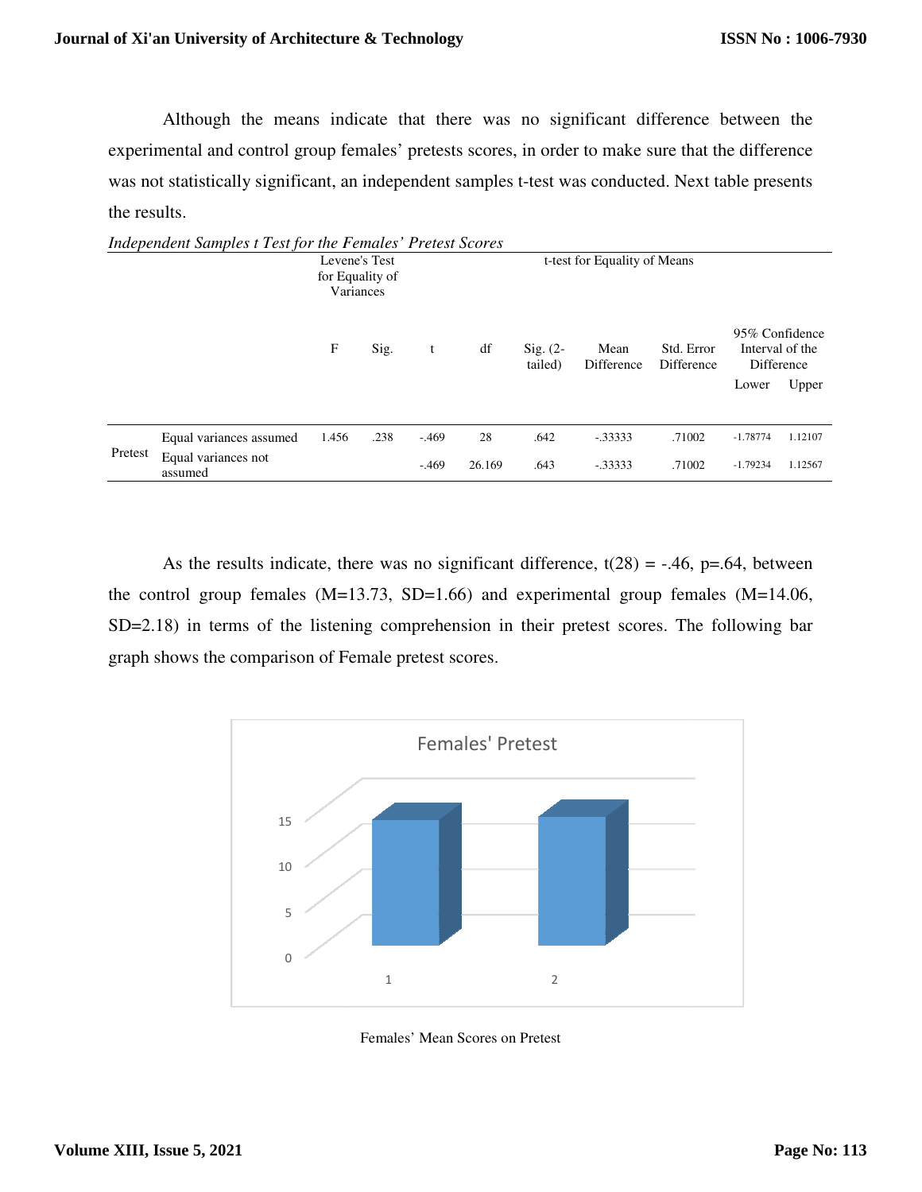Although the means indicate that there was no significant difference between the experimental and control group females' pretests scores, in order to make sure that the difference was not statistically significant, an independent samples t-test was conducted. Next table presents the results.

*Independent Samples t Test for the Females' Pretest Scores*

| | | Levene's Test for Equality of Variances | | t-test for Equality of Means | | | | | | |
|---|---|---|---|---|---|---|---|---|---|---|
| | | F | Sig. | t | df | Sig. (2-tailed) | Mean Difference | Std. Error Difference | 95% Confidence Interval of the Difference | |
| | | | | | | | | | Lower | Upper |
| Pretest | Equal variances assumed | 1.456 | .238 | -.469 | 28 | .642 | -.33333 | .71002 | -1.78774 | 1.12107 |
| | Equal variances not assumed | | | -.469 | 26.169 | .643 | -.33333 | .71002 | -1.79234 | 1.12567 |

As the results indicate, there was no significant difference, $t(28) = -.46$, $p=.64$, between the control group females ($M=13.73$, $SD=1.66$) and experimental group females ($M=14.06$, $SD=2.18$) in terms of the listening comprehension in their pretest scores. The following bar graph shows the comparison of Female pretest scores.

Females' Pretest

Females' Mean Scores on Pretest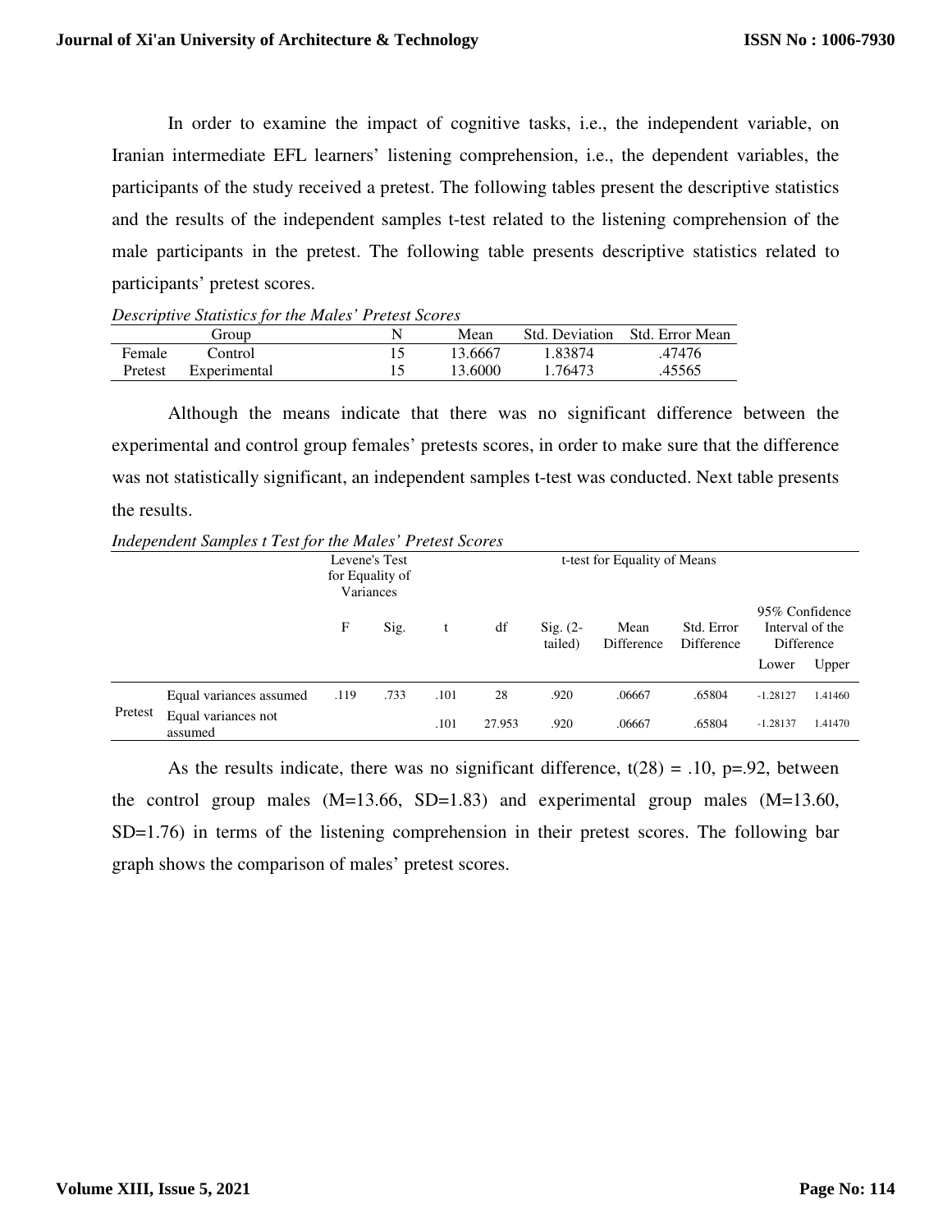In order to examine the impact of cognitive tasks, i.e., the independent variable, on Iranian intermediate EFL learners' listening comprehension, i.e., the dependent variables, the participants of the study received a pretest. The following tables present the descriptive statistics and the results of the independent samples t-test related to the listening comprehension of the male participants in the pretest. The following table presents descriptive statistics related to participants' pretest scores.

*Descriptive Statistics for the Males' Pretest Scores*

| | Group | N | Mean | Std. Deviation | Std. Error Mean |
|---|---|---|---|---|---|
| Female | Control | 15 | 13.6667 | 1.83874 | .47476 |
| Pretest | Experimental | 15 | 13.6000 | 1.76473 | .45565 |

Although the means indicate that there was no significant difference between the experimental and control group females' pretests scores, in order to make sure that the difference was not statistically significant, an independent samples t-test was conducted. Next table presents the results.

*Independent Samples t Test for the Males' Pretest Scores*

| | | Levene's Test for Equality of Variances | | t-test for Equality of Means | | | | | | |
|---|---|---|---|---|---|---|---|---|---|---|
| | | F | Sig. | t | df | Sig. (2-tailed) | Mean Difference | Std. Error Difference | 95% Confidence Interval of the Difference | |
| | | | | | | | | | Lower | Upper |
| Pretest | Equal variances assumed | .119 | .733 | .101 | 28 | .920 | .06667 | .65804 | -1.28127 | 1.41460 |
| | Equal variances not assumed | | | .101 | 27.953 | .920 | .06667 | .65804 | -1.28137 | 1.41470 |

As the results indicate, there was no significant difference, $t(28) = .10$, $p=.92$, between the control group males ($M=13.66$, $SD=1.83$) and experimental group males ($M=13.60$, $SD=1.76$) in terms of the listening comprehension in their pretest scores. The following bar graph shows the comparison of males' pretest scores.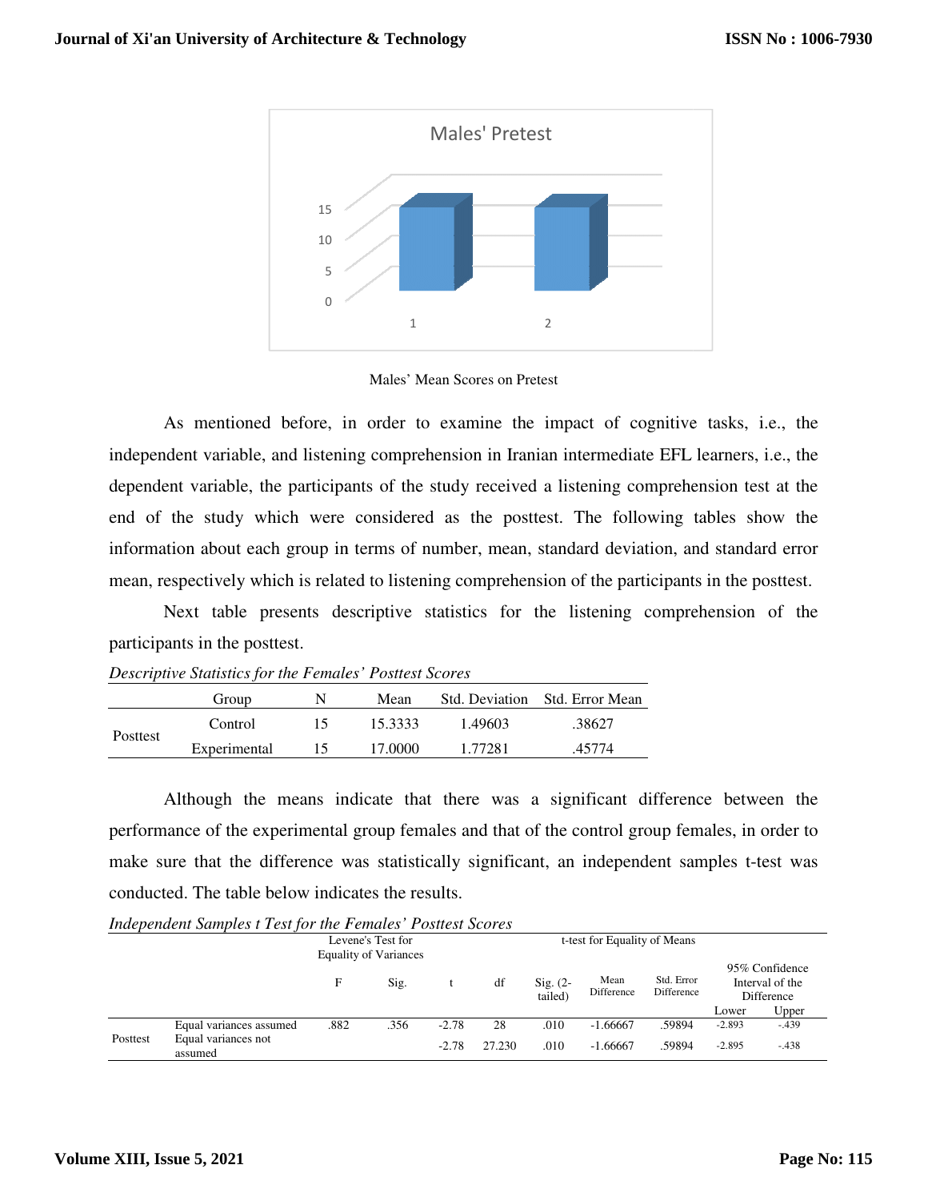Males' Mean Scores on Pretest

As mentioned before, in order to examine the impact of cognitive tasks, i.e., the independent variable, and listening comprehension in Iranian intermediate EFL learners, i.e., the dependent variable, the participants of the study received a listening comprehension test at the end of the study which were considered as the posttest. The following tables show the information about each group in terms of number, mean, standard deviation, and standard error mean, respectively which is related to listening comprehension of the participants in the posttest.

Next table presents descriptive statistics for the listening comprehension of the participants in the posttest.

*Descriptive Statistics for the Females' Posttest Scores*

| | Group | N | Mean | Std. Deviation | Std. Error Mean |
|---|---|---|---|---|---|
| Posttest | Control | 15 | 15.3333 | 1.49603 | .38627 |
| | Experimental | 15 | 17.0000 | 1.77281 | .45774 |

Although the means indicate that there was a significant difference between the performance of the experimental group females and that of the control group females, in order to make sure that the difference was statistically significant, an independent samples t-test was conducted. The table below indicates the results.

*Independent Samples t Test for the Females' Posttest Scores*

| | | Levene's Test for Equality of Variances | | t-test for Equality of Means | | | | | | |
|---|---|---|---|---|---|---|---|---|---|---|
| | | F | Sig. | t | df | Sig. (2-tailed) | Mean Difference | Std. Error Difference | 95% Confidence Interval of the Difference | |
| | | | | | | | | | Lower | Upper |
| Posttest | Equal variances assumed | .882 | .356 | -2.78 | 28 | .010 | -1.66667 | .59894 | -2.893 | -.439 |
| | Equal variances not assumed | | | -2.78 | 27.230 | .010 | -1.66667 | .59894 | -2.895 | -.438 |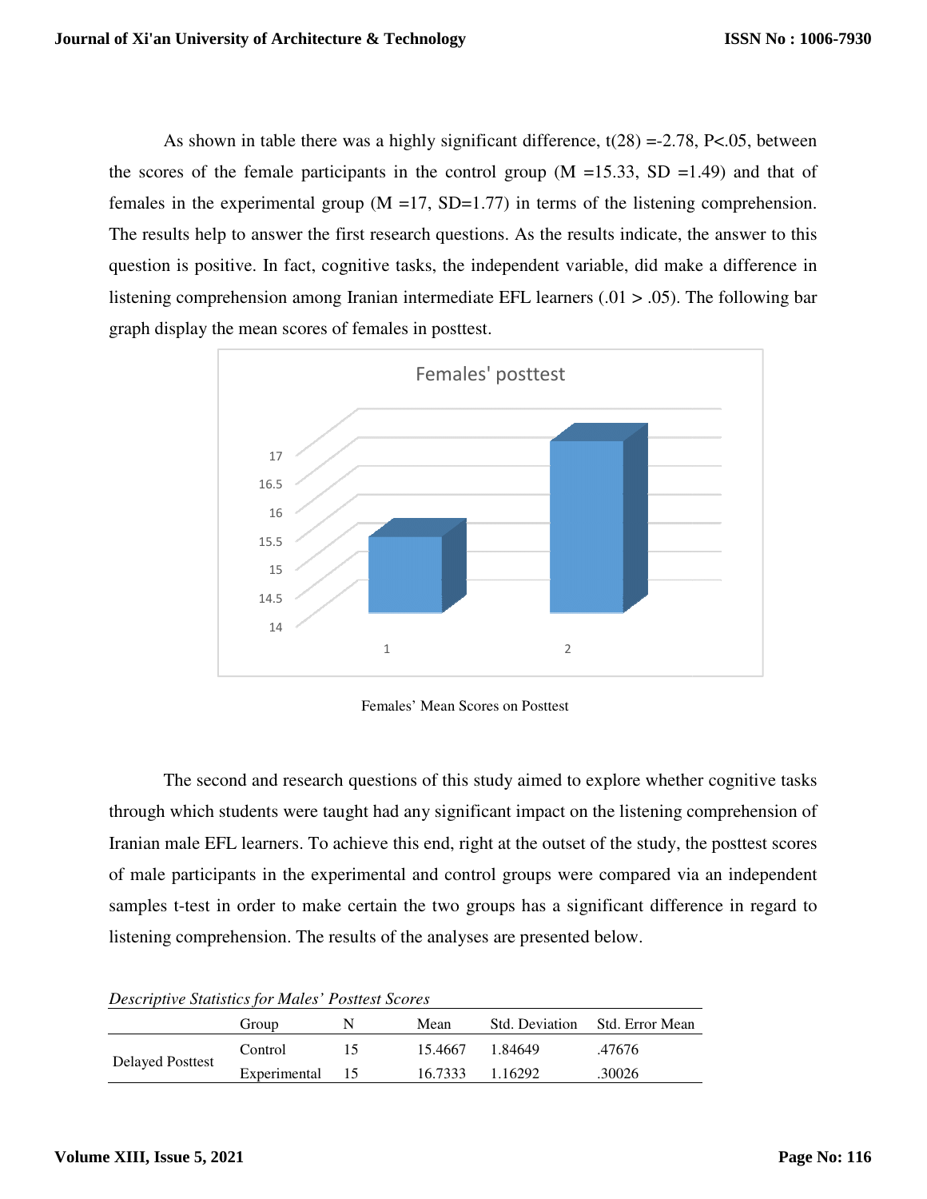As shown in table there was a highly significant difference, $t(28) = -2.78$, $P < .05$, between the scores of the female participants in the control group ($M = 15.33$, $SD = 1.49$) and that of females in the experimental group ($M = 17$, $SD = 1.77$) in terms of the listening comprehension. The results help to answer the first research questions. As the results indicate, the answer to this question is positive. In fact, cognitive tasks, the independent variable, did make a difference in listening comprehension among Iranian intermediate EFL learners (.01 > .05). The following bar graph display the mean scores of females in posttest.

Females' Mean Scores on Posttest

The second and research questions of this study aimed to explore whether cognitive tasks through which students were taught had any significant impact on the listening comprehension of Iranian male EFL learners. To achieve this end, right at the outset of the study, the posttest scores of male participants in the experimental and control groups were compared via an independent samples t-test in order to make certain the two groups has a significant difference in regard to listening comprehension. The results of the analyses are presented below.

*Descriptive Statistics for Males' Posttest Scores*

| | Group | N | Mean | Std. Deviation | Std. Error Mean |
|---|---|---|---|---|---|
| Delayed Posttest | Control | 15 | 15.4667 | 1.84649 | .47676 |
| | Experimental | 15 | 16.7333 | 1.16292 | .30026 |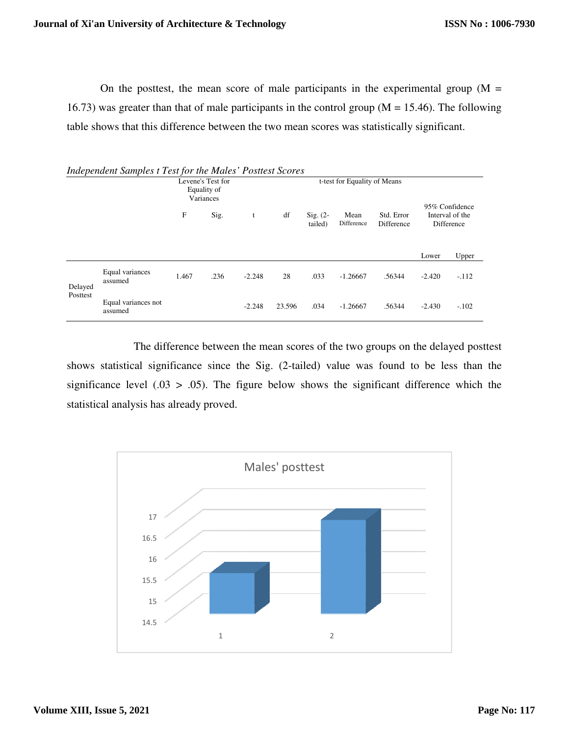On the posttest, the mean score of male participants in the experimental group (M = 16.73) was greater than that of male participants in the control group (M = 15.46). The following table shows that this difference between the two mean scores was statistically significant.

*Independent Samples t Test for the Males' Posttest Scores*

| | | Levene's Test for Equality of Variances | | t-test for Equality of Means | | | | | | |
|---|---|---|---|---|---|---|---|---|---|---|
| | | F | Sig. | t | df | Sig. (2-tailed) | Mean Difference | Std. Error Difference | 95% Confidence Interval of the Difference | |
| | | | | | | | | | Lower | Upper |
| Delayed Posttest | Equal variances assumed | 1.467 | .236 | -2.248 | 28 | .033 | -1.26667 | .56344 | -2.420 | -.112 |
| | Equal variances not assumed | | | -2.248 | 23.596 | .034 | -1.26667 | .56344 | -2.430 | -.102 |

The difference between the mean scores of the two groups on the delayed posttest shows statistical significance since the Sig. (2-tailed) value was found to be less than the significance level (.03 > .05). The figure below shows the significant difference which the statistical analysis has already proved.

Males' posttest

| | |
|---|---|
| 1 | ≈15.5 |
| 2 | ≈16.75 |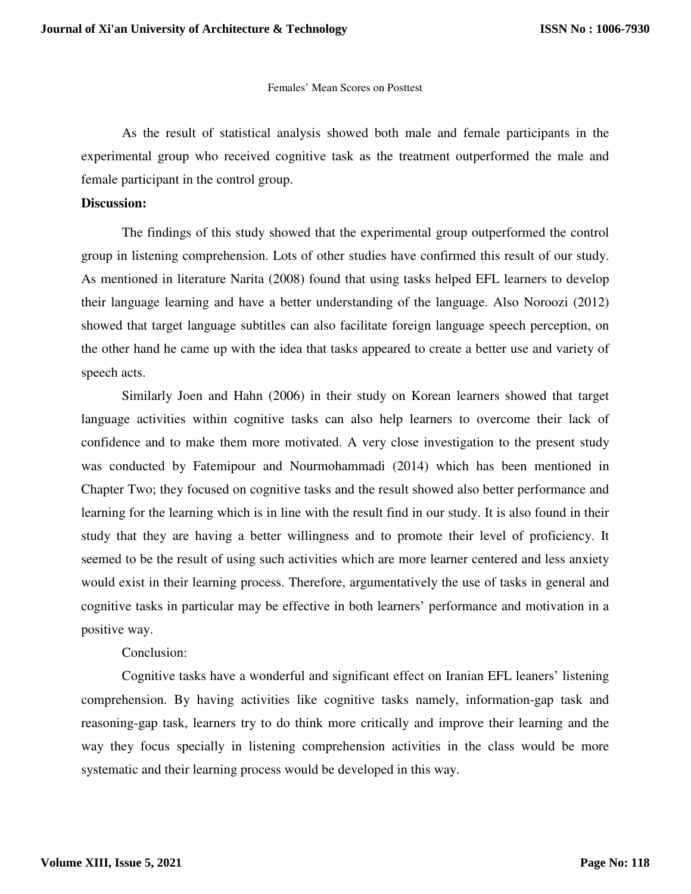Females' Mean Scores on Posttest

As the result of statistical analysis showed both male and female participants in the experimental group who received cognitive task as the treatment outperformed the male and female participant in the control group.

**Discussion:**

The findings of this study showed that the experimental group outperformed the control group in listening comprehension. Lots of other studies have confirmed this result of our study. As mentioned in literature Narita (2008) found that using tasks helped EFL learners to develop their language learning and have a better understanding of the language. Also Noroozi (2012) showed that target language subtitles can also facilitate foreign language speech perception, on the other hand he came up with the idea that tasks appeared to create a better use and variety of speech acts.

Similarly Joen and Hahn (2006) in their study on Korean learners showed that target language activities within cognitive tasks can also help learners to overcome their lack of confidence and to make them more motivated. A very close investigation to the present study was conducted by Fatemipour and Nourmohammadi (2014) which has been mentioned in Chapter Two; they focused on cognitive tasks and the result showed also better performance and learning for the learning which is in line with the result find in our study. It is also found in their study that they are having a better willingness and to promote their level of proficiency. It seemed to be the result of using such activities which are more learner centered and less anxiety would exist in their learning process. Therefore, argumentatively the use of tasks in general and cognitive tasks in particular may be effective in both learners' performance and motivation in a positive way.

Conclusion:

Cognitive tasks have a wonderful and significant effect on Iranian EFL leaners' listening comprehension. By having activities like cognitive tasks namely, information-gap task and reasoning-gap task, learners try to do think more critically and improve their learning and the way they focus specially in listening comprehension activities in the class would be more systematic and their learning process would be developed in this way.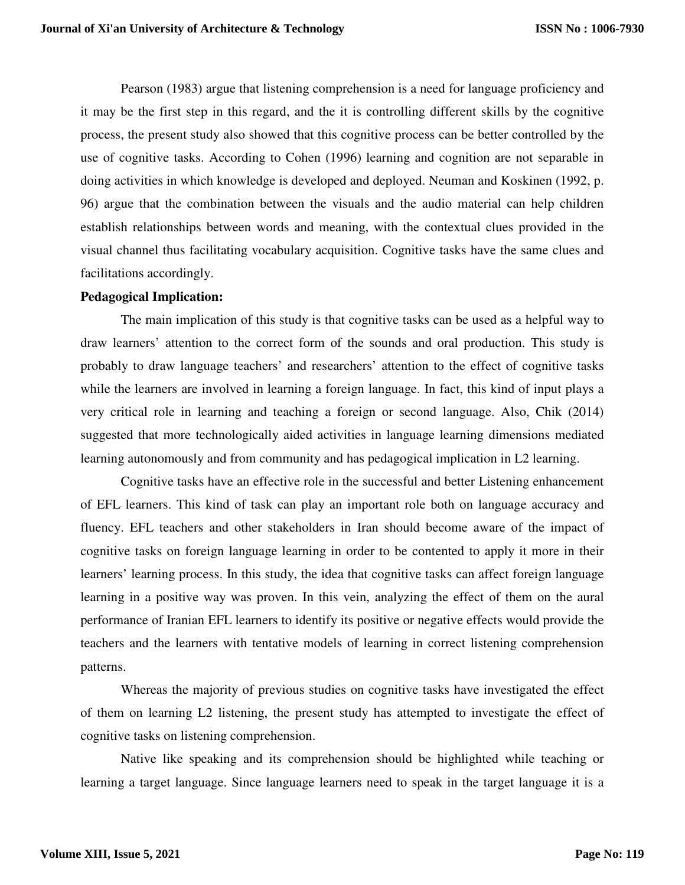Pearson (1983) argue that listening comprehension is a need for language proficiency and it may be the first step in this regard, and the it is controlling different skills by the cognitive process, the present study also showed that this cognitive process can be better controlled by the use of cognitive tasks. According to Cohen (1996) learning and cognition are not separable in doing activities in which knowledge is developed and deployed. Neuman and Koskinen (1992, p. 96) argue that the combination between the visuals and the audio material can help children establish relationships between words and meaning, with the contextual clues provided in the visual channel thus facilitating vocabulary acquisition. Cognitive tasks have the same clues and facilitations accordingly.

**Pedagogical Implication:**

The main implication of this study is that cognitive tasks can be used as a helpful way to draw learners' attention to the correct form of the sounds and oral production. This study is probably to draw language teachers' and researchers' attention to the effect of cognitive tasks while the learners are involved in learning a foreign language. In fact, this kind of input plays a very critical role in learning and teaching a foreign or second language. Also, Chik (2014) suggested that more technologically aided activities in language learning dimensions mediated learning autonomously and from community and has pedagogical implication in L2 learning.

Cognitive tasks have an effective role in the successful and better Listening enhancement of EFL learners. This kind of task can play an important role both on language accuracy and fluency. EFL teachers and other stakeholders in Iran should become aware of the impact of cognitive tasks on foreign language learning in order to be contented to apply it more in their learners' learning process. In this study, the idea that cognitive tasks can affect foreign language learning in a positive way was proven. In this vein, analyzing the effect of them on the aural performance of Iranian EFL learners to identify its positive or negative effects would provide the teachers and the learners with tentative models of learning in correct listening comprehension patterns.

Whereas the majority of previous studies on cognitive tasks have investigated the effect of them on learning L2 listening, the present study has attempted to investigate the effect of cognitive tasks on listening comprehension.

Native like speaking and its comprehension should be highlighted while teaching or learning a target language. Since language learners need to speak in the target language it is a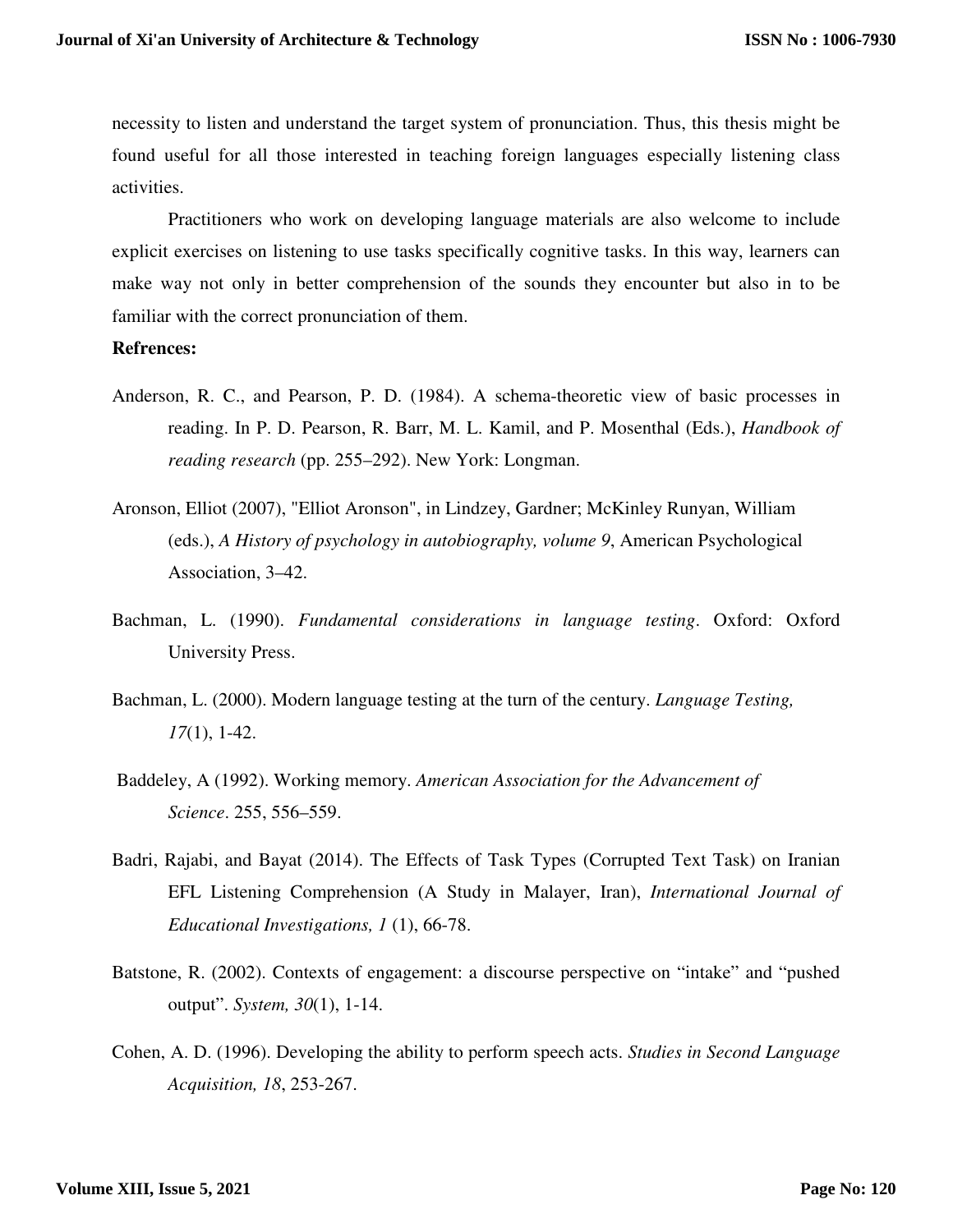necessity to listen and understand the target system of pronunciation. Thus, this thesis might be found useful for all those interested in teaching foreign languages especially listening class activities.

Practitioners who work on developing language materials are also welcome to include explicit exercises on listening to use tasks specifically cognitive tasks. In this way, learners can make way not only in better comprehension of the sounds they encounter but also in to be familiar with the correct pronunciation of them.

**Refrences:**

Anderson, R. C., and Pearson, P. D. (1984). A schema-theoretic view of basic processes in reading. In P. D. Pearson, R. Barr, M. L. Kamil, and P. Mosenthal (Eds.), *Handbook of reading research* (pp. 255–292). New York: Longman.

Aronson, Elliot (2007), "Elliot Aronson", in Lindzey, Gardner; McKinley Runyan, William (eds.), *A History of psychology in autobiography, volume 9*, American Psychological Association, 3–42.

Bachman, L. (1990). *Fundamental considerations in language testing*. Oxford: Oxford University Press.

Bachman, L. (2000). Modern language testing at the turn of the century. *Language Testing, 17*(1), 1-42.

Baddeley, A (1992). Working memory. *American Association for the Advancement of Science*. 255, 556–559.

Badri, Rajabi, and Bayat (2014). The Effects of Task Types (Corrupted Text Task) on Iranian EFL Listening Comprehension (A Study in Malayer, Iran), *International Journal of Educational Investigations, 1* (1), 66-78.

Batstone, R. (2002). Contexts of engagement: a discourse perspective on "intake" and "pushed output". *System, 30*(1), 1-14.

Cohen, A. D. (1996). Developing the ability to perform speech acts. *Studies in Second Language Acquisition, 18*, 253-267.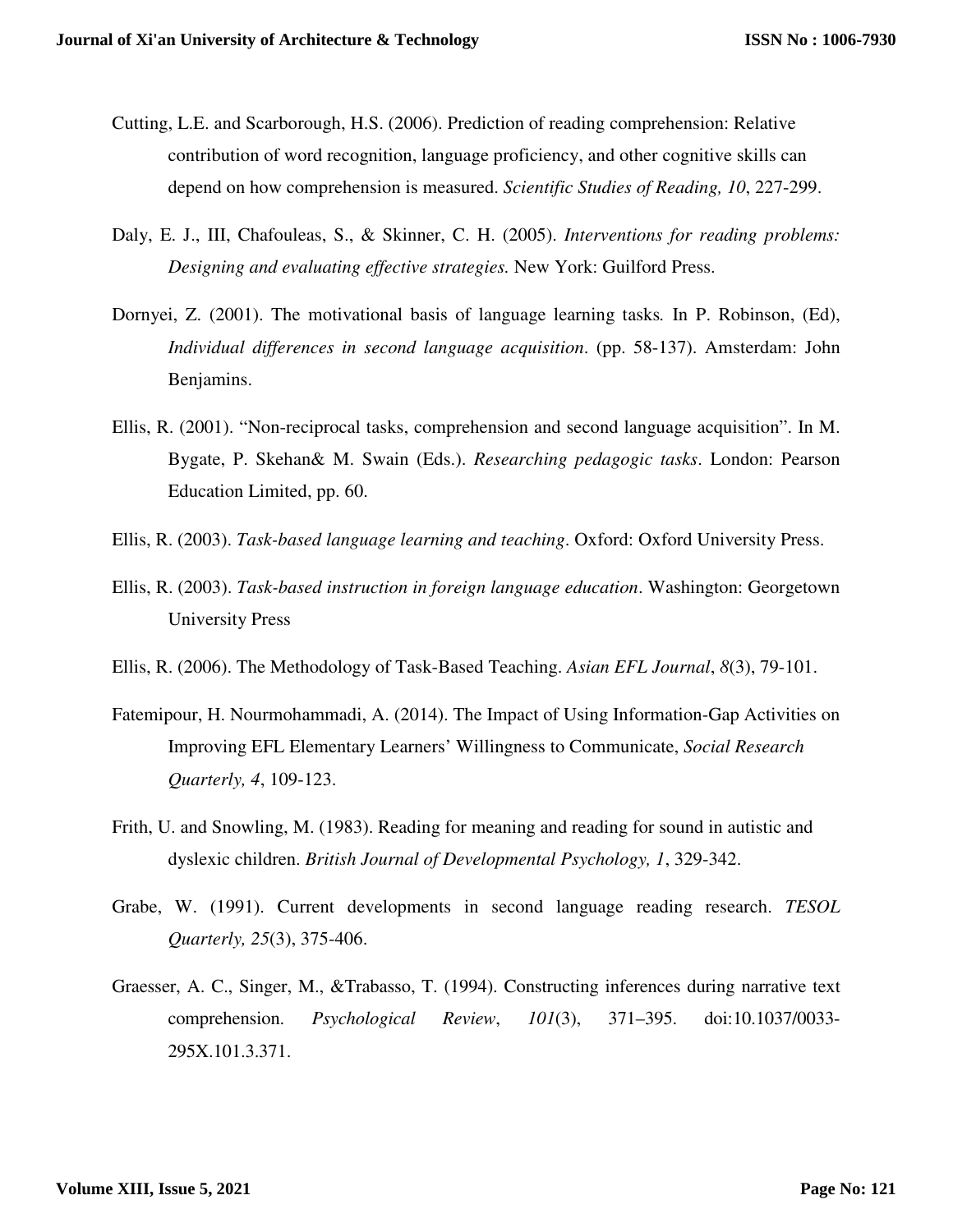Cutting, L.E. and Scarborough, H.S. (2006). Prediction of reading comprehension: Relative contribution of word recognition, language proficiency, and other cognitive skills can depend on how comprehension is measured. *Scientific Studies of Reading, 10*, 227-299.

Daly, E. J., III, Chafouleas, S., & Skinner, C. H. (2005). *Interventions for reading problems: Designing and evaluating effective strategies.* New York: Guilford Press.

Dornyei, Z. (2001). The motivational basis of language learning tasks*.* In P. Robinson, (Ed), *Individual differences in second language acquisition*. (pp. 58-137). Amsterdam: John Benjamins.

Ellis, R. (2001). "Non-reciprocal tasks, comprehension and second language acquisition". In M. Bygate, P. Skehan& M. Swain (Eds.). *Researching pedagogic tasks*. London: Pearson Education Limited, pp. 60.

Ellis, R. (2003). *Task-based language learning and teaching*. Oxford: Oxford University Press.

Ellis, R. (2003). *Task-based instruction in foreign language education*. Washington: Georgetown University Press

Ellis, R. (2006). The Methodology of Task-Based Teaching. *Asian EFL Journal*, *8*(3), 79-101.

Fatemipour, H. Nourmohammadi, A. (2014). The Impact of Using Information-Gap Activities on Improving EFL Elementary Learners' Willingness to Communicate, *Social Research Quarterly, 4*, 109-123.

Frith, U. and Snowling, M. (1983). Reading for meaning and reading for sound in autistic and dyslexic children. *British Journal of Developmental Psychology, 1*, 329-342.

Grabe, W. (1991). Current developments in second language reading research. *TESOL Quarterly, 25*(3), 375-406.

Graesser, A. C., Singer, M., &Trabasso, T. (1994). Constructing inferences during narrative text comprehension. *Psychological Review*, *101*(3), 371–395. doi:10.1037/0033-295X.101.3.371.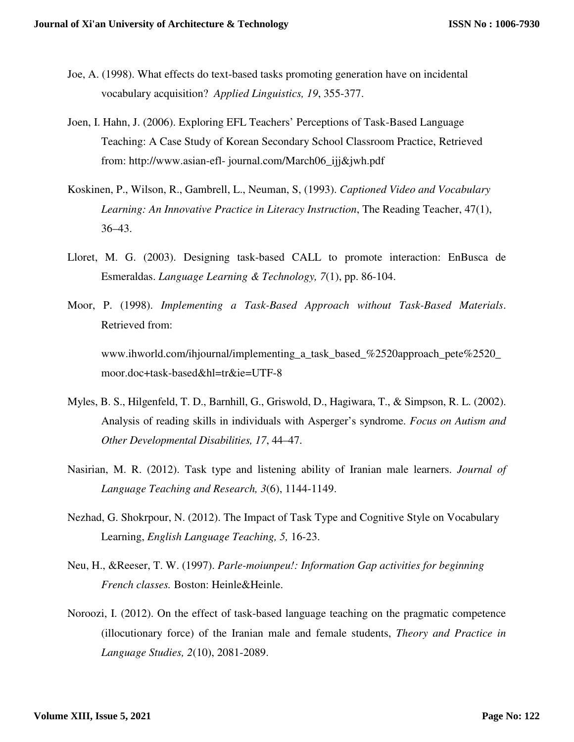Joe, A. (1998). What effects do text-based tasks promoting generation have on incidental vocabulary acquisition? *Applied Linguistics, 19*, 355-377.

Joen, I. Hahn, J. (2006). Exploring EFL Teachers' Perceptions of Task-Based Language Teaching: A Case Study of Korean Secondary School Classroom Practice, Retrieved from: http://www.asian-efl- journal.com/March06_ijj&jwh.pdf

Koskinen, P., Wilson, R., Gambrell, L., Neuman, S, (1993). *Captioned Video and Vocabulary Learning: An Innovative Practice in Literacy Instruction*, The Reading Teacher, 47(1), 36–43.

Lloret, M. G. (2003). Designing task-based CALL to promote interaction: EnBusca de Esmeraldas. *Language Learning & Technology, 7*(1), pp. 86-104.

Moor, P. (1998). *Implementing a Task-Based Approach without Task-Based Materials*. Retrieved from:

www.ihworld.com/ihjournal/implementing_a_task_based_%2520approach_pete%2520_moor.doc+task-based&hl=tr&ie=UTF-8

Myles, B. S., Hilgenfeld, T. D., Barnhill, G., Griswold, D., Hagiwara, T., & Simpson, R. L. (2002). Analysis of reading skills in individuals with Asperger's syndrome. *Focus on Autism and Other Developmental Disabilities, 17*, 44–47.

Nasirian, M. R. (2012). Task type and listening ability of Iranian male learners. *Journal of Language Teaching and Research, 3*(6), 1144-1149.

Nezhad, G. Shokrpour, N. (2012). The Impact of Task Type and Cognitive Style on Vocabulary Learning, *English Language Teaching, 5,* 16-23.

Neu, H., &Reeser, T. W. (1997). *Parle-moiunpeu!: Information Gap activities for beginning French classes.* Boston: Heinle&Heinle.

Noroozi, I. (2012). On the effect of task-based language teaching on the pragmatic competence (illocutionary force) of the Iranian male and female students, *Theory and Practice in Language Studies, 2*(10), 2081-2089.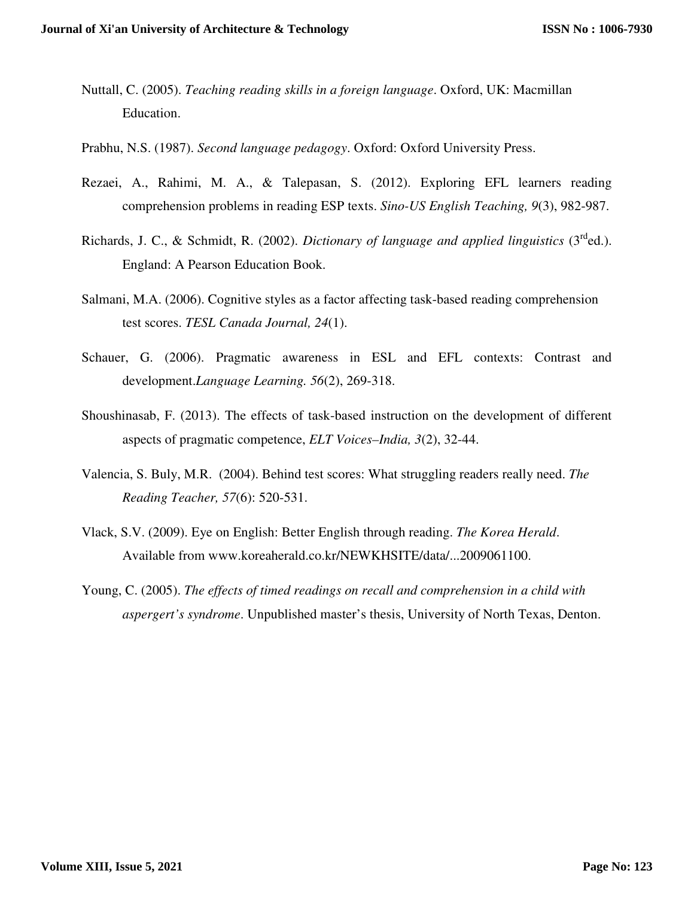Nuttall, C. (2005). *Teaching reading skills in a foreign language*. Oxford, UK: Macmillan Education.

Prabhu, N.S. (1987). *Second language pedagogy*. Oxford: Oxford University Press.

Rezaei, A., Rahimi, M. A., & Talepasan, S. (2012). Exploring EFL learners reading comprehension problems in reading ESP texts. *Sino-US English Teaching, 9*(3), 982-987.

Richards, J. C., & Schmidt, R. (2002). *Dictionary of language and applied linguistics* (3rded.). England: A Pearson Education Book.

Salmani, M.A. (2006). Cognitive styles as a factor affecting task-based reading comprehension test scores. *TESL Canada Journal, 24*(1).

Schauer, G. (2006). Pragmatic awareness in ESL and EFL contexts: Contrast and development.*Language Learning. 56*(2), 269-318.

Shoushinasab, F. (2013). The effects of task-based instruction on the development of different aspects of pragmatic competence, *ELT Voices–India, 3*(2), 32-44.

Valencia, S. Buly, M.R. (2004). Behind test scores: What struggling readers really need. *The Reading Teacher, 57*(6): 520-531.

Vlack, S.V. (2009). Eye on English: Better English through reading. *The Korea Herald*. Available from www.koreaherald.co.kr/NEWKHSITE/data/...2009061100.

Young, C. (2005). *The effects of timed readings on recall and comprehension in a child with aspergert's syndrome*. Unpublished master's thesis, University of North Texas, Denton.